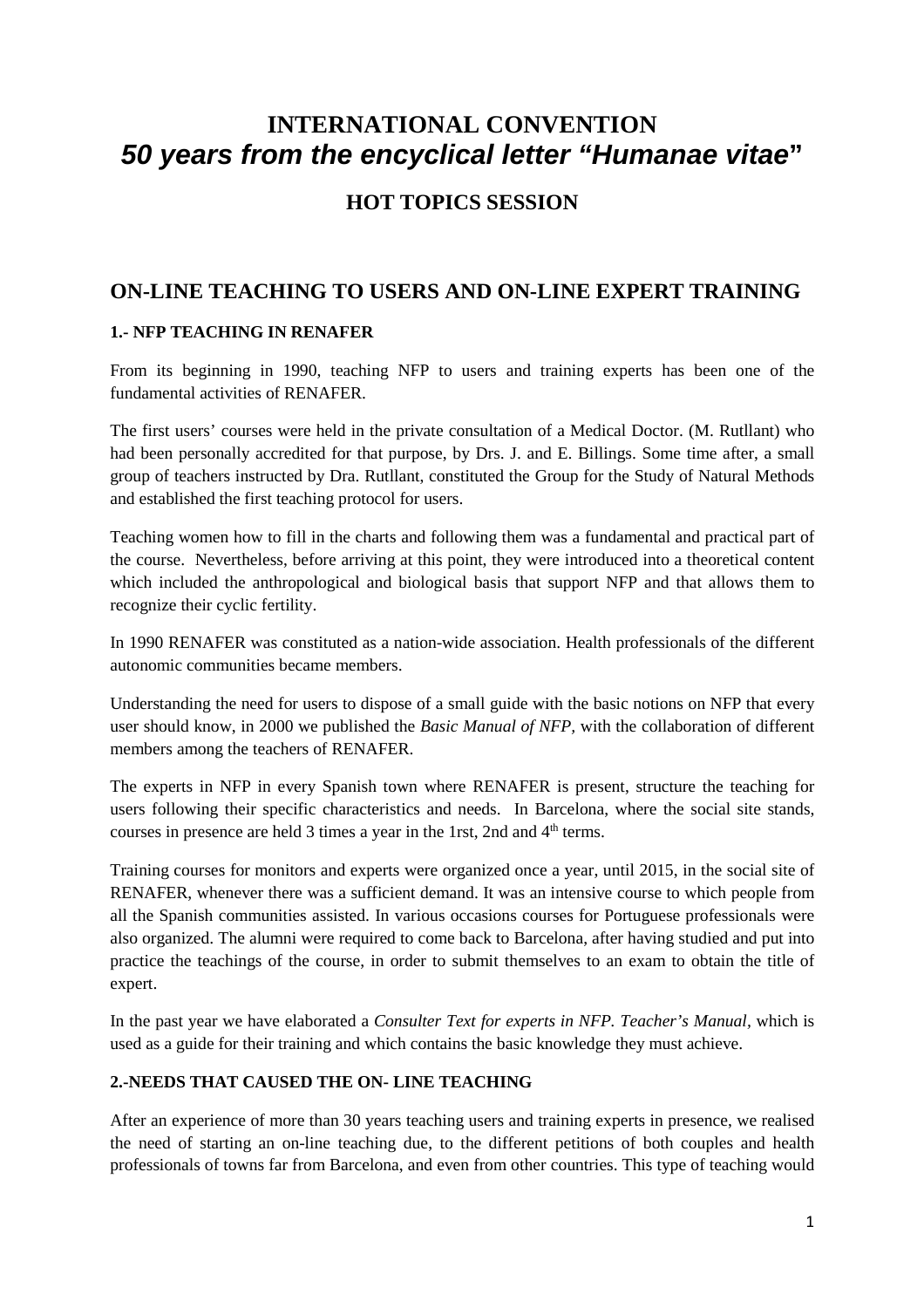# INTERNATIONAL CONVENTION
# *50 years from the encyclical letter "Humanae vitae"*

## HOT TOPICS SESSION

## ON-LINE TEACHING TO USERS AND ON-LINE EXPERT TRAINING

### 1.- NFP TEACHING IN RENAFER

From its beginning in 1990, teaching NFP to users and training experts has been one of the fundamental activities of RENAFER.

The first users' courses were held in the private consultation of a Medical Doctor. (M. Rutllant) who had been personally accredited for that purpose, by Drs. J. and E. Billings. Some time after, a small group of teachers instructed by Dra. Rutllant, constituted the Group for the Study of Natural Methods and established the first teaching protocol for users.

Teaching women how to fill in the charts and following them was a fundamental and practical part of the course. Nevertheless, before arriving at this point, they were introduced into a theoretical content which included the anthropological and biological basis that support NFP and that allows them to recognize their cyclic fertility.

In 1990 RENAFER was constituted as a nation-wide association. Health professionals of the different autonomic communities became members.

Understanding the need for users to dispose of a small guide with the basic notions on NFP that every user should know, in 2000 we published the *Basic Manual of NFP*, with the collaboration of different members among the teachers of RENAFER.

The experts in NFP in every Spanish town where RENAFER is present, structure the teaching for users following their specific characteristics and needs. In Barcelona, where the social site stands, courses in presence are held 3 times a year in the 1rst, 2nd and 4th terms.

Training courses for monitors and experts were organized once a year, until 2015, in the social site of RENAFER, whenever there was a sufficient demand. It was an intensive course to which people from all the Spanish communities assisted. In various occasions courses for Portuguese professionals were also organized. The alumni were required to come back to Barcelona, after having studied and put into practice the teachings of the course, in order to submit themselves to an exam to obtain the title of expert.

In the past year we have elaborated a *Consulter Text for experts in NFP. Teacher's Manual*, which is used as a guide for their training and which contains the basic knowledge they must achieve.

### 2.-NEEDS THAT CAUSED THE ON- LINE TEACHING

After an experience of more than 30 years teaching users and training experts in presence, we realised the need of starting an on-line teaching due, to the different petitions of both couples and health professionals of towns far from Barcelona, and even from other countries. This type of teaching would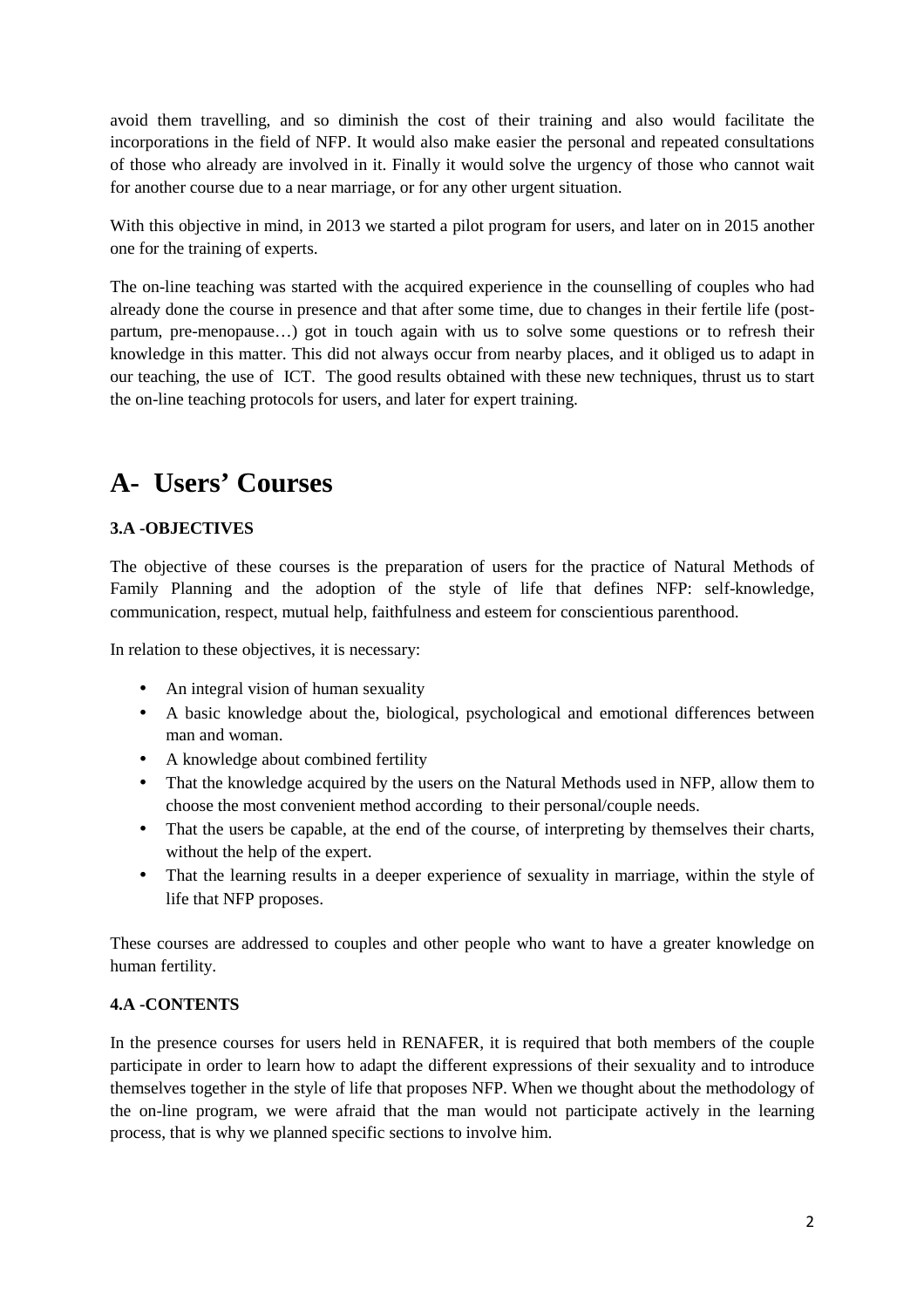avoid them travelling, and so diminish the cost of their training and also would facilitate the incorporations in the field of NFP. It would also make easier the personal and repeated consultations of those who already are involved in it. Finally it would solve the urgency of those who cannot wait for another course due to a near marriage, or for any other urgent situation.

With this objective in mind, in 2013 we started a pilot program for users, and later on in 2015 another one for the training of experts.

The on-line teaching was started with the acquired experience in the counselling of couples who had already done the course in presence and that after some time, due to changes in their fertile life (post-partum, pre-menopause…) got in touch again with us to solve some questions or to refresh their knowledge in this matter. This did not always occur from nearby places, and it obliged us to adapt in our teaching, the use of ICT. The good results obtained with these new techniques, thrust us to start the on-line teaching protocols for users, and later for expert training.

# A- Users' Courses

### 3.A -OBJECTIVES

The objective of these courses is the preparation of users for the practice of Natural Methods of Family Planning and the adoption of the style of life that defines NFP: self-knowledge, communication, respect, mutual help, faithfulness and esteem for conscientious parenthood.

In relation to these objectives, it is necessary:

- An integral vision of human sexuality
- A basic knowledge about the, biological, psychological and emotional differences between man and woman.
- A knowledge about combined fertility
- That the knowledge acquired by the users on the Natural Methods used in NFP, allow them to choose the most convenient method according to their personal/couple needs.
- That the users be capable, at the end of the course, of interpreting by themselves their charts, without the help of the expert.
- That the learning results in a deeper experience of sexuality in marriage, within the style of life that NFP proposes.

These courses are addressed to couples and other people who want to have a greater knowledge on human fertility.

### 4.A -CONTENTS

In the presence courses for users held in RENAFER, it is required that both members of the couple participate in order to learn how to adapt the different expressions of their sexuality and to introduce themselves together in the style of life that proposes NFP. When we thought about the methodology of the on-line program, we were afraid that the man would not participate actively in the learning process, that is why we planned specific sections to involve him.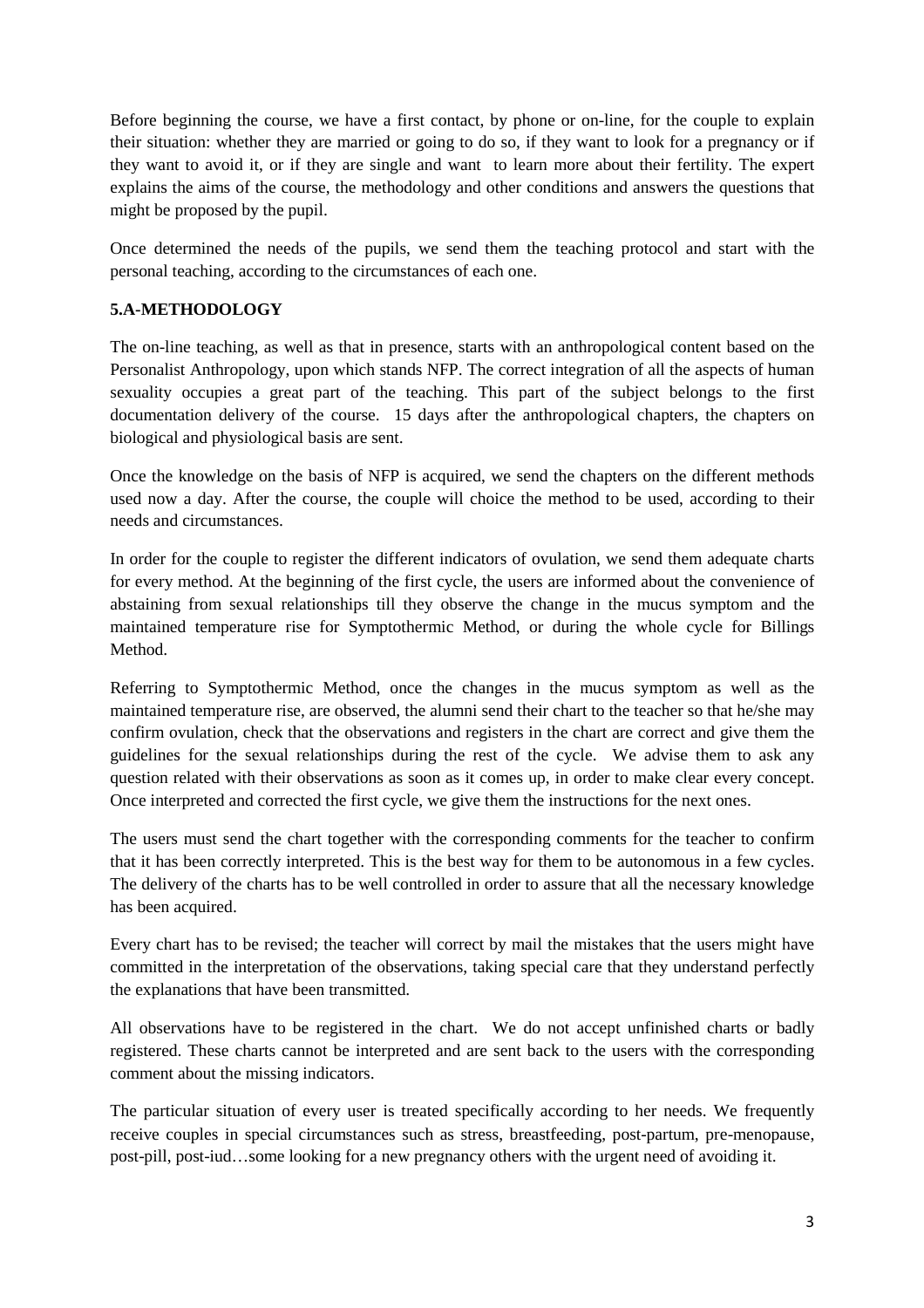Before beginning the course, we have a first contact, by phone or on-line, for the couple to explain their situation: whether they are married or going to do so, if they want to look for a pregnancy or if they want to avoid it, or if they are single and want to learn more about their fertility. The expert explains the aims of the course, the methodology and other conditions and answers the questions that might be proposed by the pupil.

Once determined the needs of the pupils, we send them the teaching protocol and start with the personal teaching, according to the circumstances of each one.

**5.A-METHODOLOGY**

The on-line teaching, as well as that in presence, starts with an anthropological content based on the Personalist Anthropology, upon which stands NFP. The correct integration of all the aspects of human sexuality occupies a great part of the teaching. This part of the subject belongs to the first documentation delivery of the course. 15 days after the anthropological chapters, the chapters on biological and physiological basis are sent.

Once the knowledge on the basis of NFP is acquired, we send the chapters on the different methods used now a day. After the course, the couple will choice the method to be used, according to their needs and circumstances.

In order for the couple to register the different indicators of ovulation, we send them adequate charts for every method. At the beginning of the first cycle, the users are informed about the convenience of abstaining from sexual relationships till they observe the change in the mucus symptom and the maintained temperature rise for Symptothermic Method, or during the whole cycle for Billings Method.

Referring to Symptothermic Method, once the changes in the mucus symptom as well as the maintained temperature rise, are observed, the alumni send their chart to the teacher so that he/she may confirm ovulation, check that the observations and registers in the chart are correct and give them the guidelines for the sexual relationships during the rest of the cycle. We advise them to ask any question related with their observations as soon as it comes up, in order to make clear every concept. Once interpreted and corrected the first cycle, we give them the instructions for the next ones.

The users must send the chart together with the corresponding comments for the teacher to confirm that it has been correctly interpreted. This is the best way for them to be autonomous in a few cycles. The delivery of the charts has to be well controlled in order to assure that all the necessary knowledge has been acquired.

Every chart has to be revised; the teacher will correct by mail the mistakes that the users might have committed in the interpretation of the observations, taking special care that they understand perfectly the explanations that have been transmitted.

All observations have to be registered in the chart. We do not accept unfinished charts or badly registered. These charts cannot be interpreted and are sent back to the users with the corresponding comment about the missing indicators.

The particular situation of every user is treated specifically according to her needs. We frequently receive couples in special circumstances such as stress, breastfeeding, post-partum, pre-menopause, post-pill, post-iud…some looking for a new pregnancy others with the urgent need of avoiding it.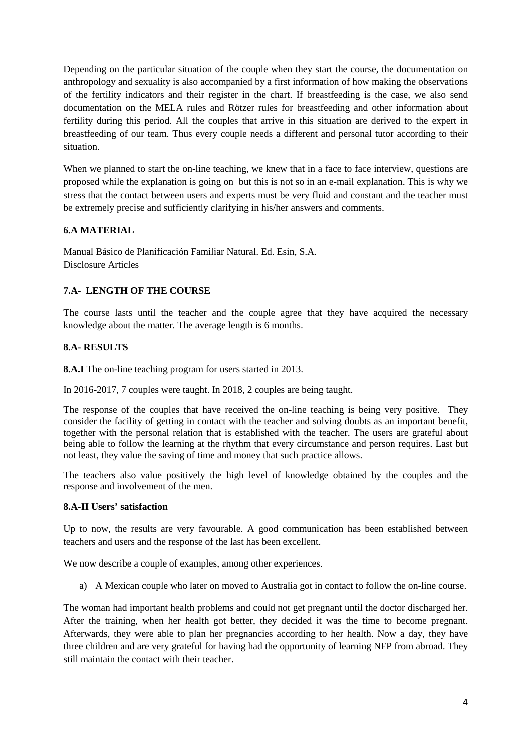Depending on the particular situation of the couple when they start the course, the documentation on anthropology and sexuality is also accompanied by a first information of how making the observations of the fertility indicators and their register in the chart. If breastfeeding is the case, we also send documentation on the MELA rules and Rötzer rules for breastfeeding and other information about fertility during this period. All the couples that arrive in this situation are derived to the expert in breastfeeding of our team. Thus every couple needs a different and personal tutor according to their situation.

When we planned to start the on-line teaching, we knew that in a face to face interview, questions are proposed while the explanation is going on but this is not so in an e-mail explanation. This is why we stress that the contact between users and experts must be very fluid and constant and the teacher must be extremely precise and sufficiently clarifying in his/her answers and comments.

**6.A MATERIAL**

Manual Básico de Planificación Familiar Natural. Ed. Esin, S.A.
Disclosure Articles

**7.A- LENGTH OF THE COURSE**

The course lasts until the teacher and the couple agree that they have acquired the necessary knowledge about the matter. The average length is 6 months.

**8.A- RESULTS**

**8.A.I** The on-line teaching program for users started in 2013.

In 2016-2017, 7 couples were taught. In 2018, 2 couples are being taught.

The response of the couples that have received the on-line teaching is being very positive. They consider the facility of getting in contact with the teacher and solving doubts as an important benefit, together with the personal relation that is established with the teacher. The users are grateful about being able to follow the learning at the rhythm that every circumstance and person requires. Last but not least, they value the saving of time and money that such practice allows.

The teachers also value positively the high level of knowledge obtained by the couples and the response and involvement of the men.

**8.A-II Users' satisfaction**

Up to now, the results are very favourable. A good communication has been established between teachers and users and the response of the last has been excellent.

We now describe a couple of examples, among other experiences.

a) A Mexican couple who later on moved to Australia got in contact to follow the on-line course.

The woman had important health problems and could not get pregnant until the doctor discharged her. After the training, when her health got better, they decided it was the time to become pregnant. Afterwards, they were able to plan her pregnancies according to her health. Now a day, they have three children and are very grateful for having had the opportunity of learning NFP from abroad. They still maintain the contact with their teacher.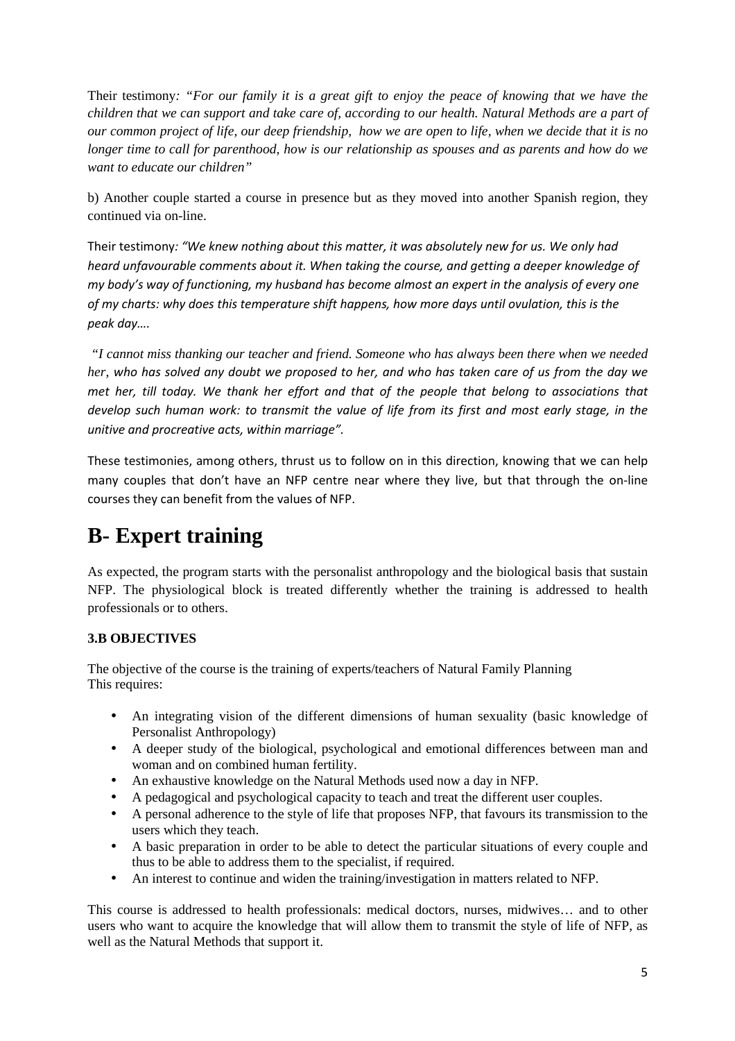Their testimony*: "For our family it is a great gift to enjoy the peace of knowing that we have the children that we can support and take care of, according to our health. Natural Methods are a part of our common project of life, our deep friendship, how we are open to life, when we decide that it is no longer time to call for parenthood, how is our relationship as spouses and as parents and how do we want to educate our children"*

b) Another couple started a course in presence but as they moved into another Spanish region, they continued via on-line.

Their testimony*: "We knew nothing about this matter, it was absolutely new for us. We only had heard unfavourable comments about it. When taking the course, and getting a deeper knowledge of my body's way of functioning, my husband has become almost an expert in the analysis of every one of my charts: why does this temperature shift happens, how more days until ovulation, this is the peak day….*

*"I cannot miss thanking our teacher and friend. Someone who has always been there when we needed her, who has solved any doubt we proposed to her, and who has taken care of us from the day we met her, till today. We thank her effort and that of the people that belong to associations that develop such human work: to transmit the value of life from its first and most early stage, in the unitive and procreative acts, within marriage".*

These testimonies, among others, thrust us to follow on in this direction, knowing that we can help many couples that don't have an NFP centre near where they live, but that through the on-line courses they can benefit from the values of NFP.

# B- Expert training

As expected, the program starts with the personalist anthropology and the biological basis that sustain NFP. The physiological block is treated differently whether the training is addressed to health professionals or to others.

### 3.B OBJECTIVES

The objective of the course is the training of experts/teachers of Natural Family Planning
This requires:

- An integrating vision of the different dimensions of human sexuality (basic knowledge of Personalist Anthropology)
- A deeper study of the biological, psychological and emotional differences between man and woman and on combined human fertility.
- An exhaustive knowledge on the Natural Methods used now a day in NFP.
- A pedagogical and psychological capacity to teach and treat the different user couples.
- A personal adherence to the style of life that proposes NFP, that favours its transmission to the users which they teach.
- A basic preparation in order to be able to detect the particular situations of every couple and thus to be able to address them to the specialist, if required.
- An interest to continue and widen the training/investigation in matters related to NFP.

This course is addressed to health professionals: medical doctors, nurses, midwives… and to other users who want to acquire the knowledge that will allow them to transmit the style of life of NFP, as well as the Natural Methods that support it.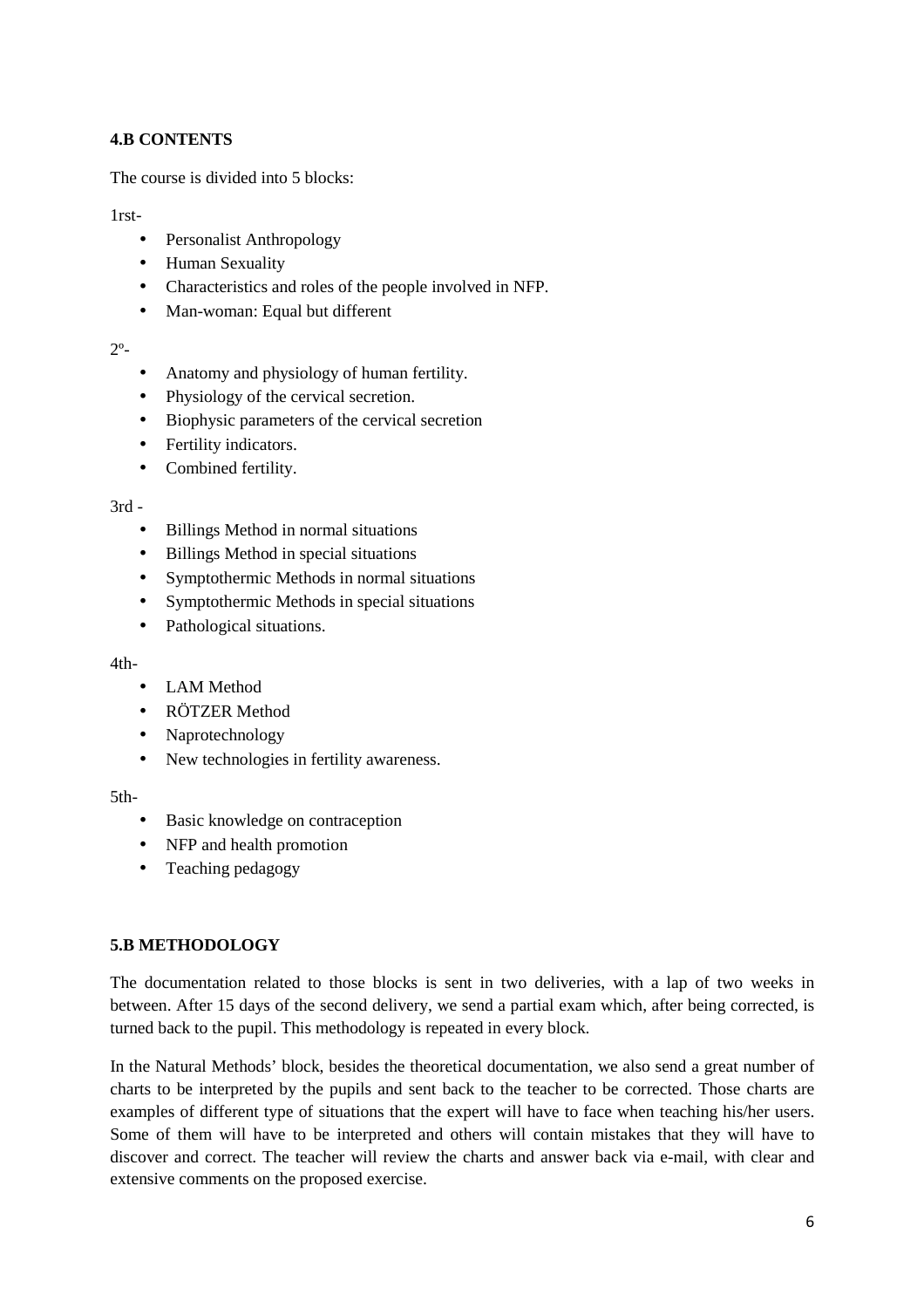#### 4.B CONTENTS

The course is divided into 5 blocks:

1rst-

- Personalist Anthropology
- Human Sexuality
- Characteristics and roles of the people involved in NFP.
- Man-woman: Equal but different

2º-

- Anatomy and physiology of human fertility.
- Physiology of the cervical secretion.
- Biophysic parameters of the cervical secretion
- Fertility indicators.
- Combined fertility.

3rd -

- Billings Method in normal situations
- Billings Method in special situations
- Symptothermic Methods in normal situations
- Symptothermic Methods in special situations
- Pathological situations.

4th-

- LAM Method
- RÖTZER Method
- Naprotechnology
- New technologies in fertility awareness.

5th-

- Basic knowledge on contraception
- NFP and health promotion
- Teaching pedagogy

#### 5.B METHODOLOGY

The documentation related to those blocks is sent in two deliveries, with a lap of two weeks in between. After 15 days of the second delivery, we send a partial exam which, after being corrected, is turned back to the pupil. This methodology is repeated in every block.

In the Natural Methods' block, besides the theoretical documentation, we also send a great number of charts to be interpreted by the pupils and sent back to the teacher to be corrected. Those charts are examples of different type of situations that the expert will have to face when teaching his/her users. Some of them will have to be interpreted and others will contain mistakes that they will have to discover and correct. The teacher will review the charts and answer back via e-mail, with clear and extensive comments on the proposed exercise.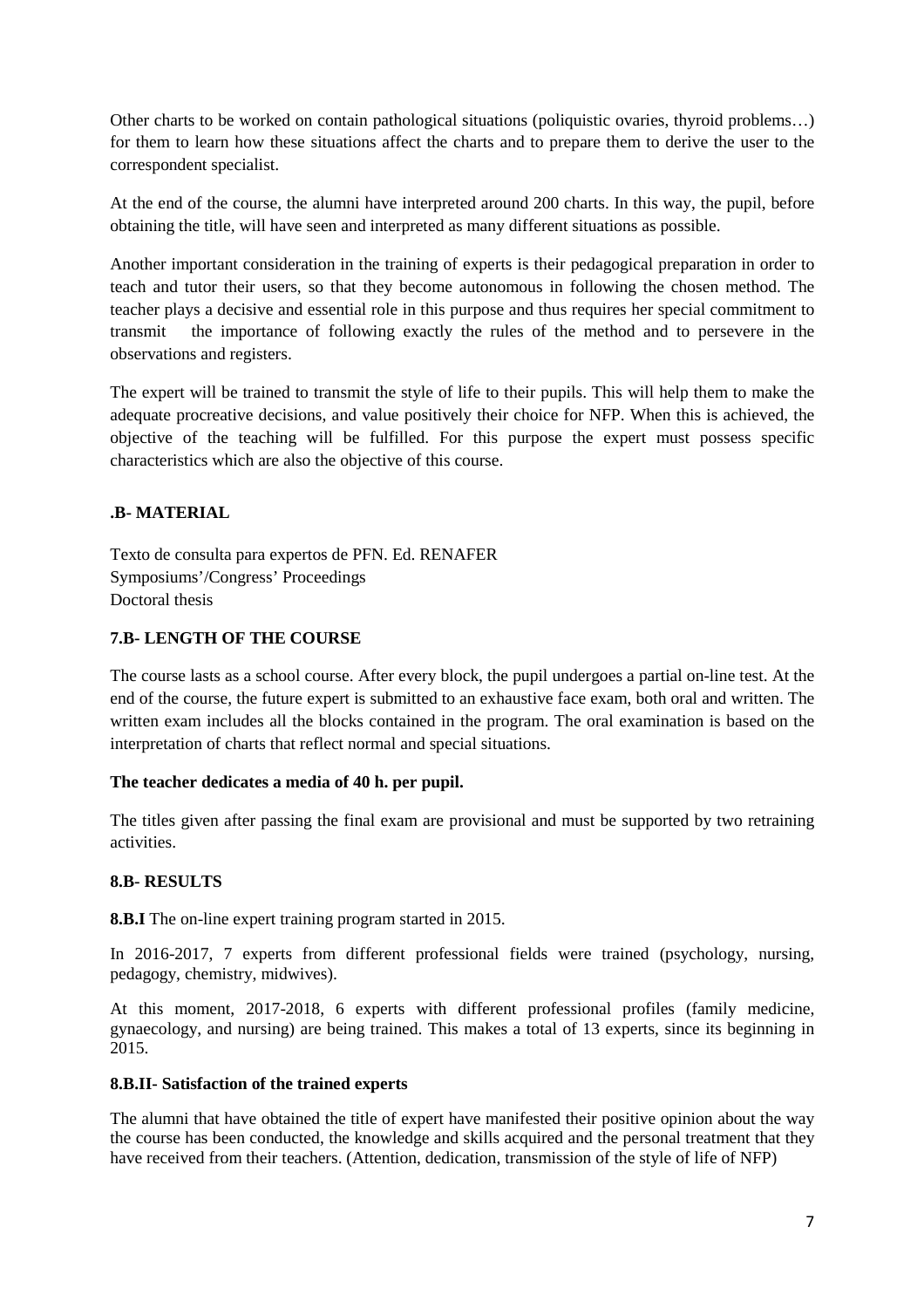Other charts to be worked on contain pathological situations (poliquistic ovaries, thyroid problems…) for them to learn how these situations affect the charts and to prepare them to derive the user to the correspondent specialist.

At the end of the course, the alumni have interpreted around 200 charts. In this way, the pupil, before obtaining the title, will have seen and interpreted as many different situations as possible.

Another important consideration in the training of experts is their pedagogical preparation in order to teach and tutor their users, so that they become autonomous in following the chosen method. The teacher plays a decisive and essential role in this purpose and thus requires her special commitment to transmit the importance of following exactly the rules of the method and to persevere in the observations and registers.

The expert will be trained to transmit the style of life to their pupils. This will help them to make the adequate procreative decisions, and value positively their choice for NFP. When this is achieved, the objective of the teaching will be fulfilled. For this purpose the expert must possess specific characteristics which are also the objective of this course.

### .B- MATERIAL

Texto de consulta para expertos de PFN. Ed. RENAFER
Symposiums'/Congress' Proceedings
Doctoral thesis

### 7.B- LENGTH OF THE COURSE

The course lasts as a school course. After every block, the pupil undergoes a partial on-line test. At the end of the course, the future expert is submitted to an exhaustive face exam, both oral and written. The written exam includes all the blocks contained in the program. The oral examination is based on the interpretation of charts that reflect normal and special situations.

**The teacher dedicates a media of 40 h. per pupil.**

The titles given after passing the final exam are provisional and must be supported by two retraining activities.

### 8.B- RESULTS

**8.B.I** The on-line expert training program started in 2015.

In 2016-2017, 7 experts from different professional fields were trained (psychology, nursing, pedagogy, chemistry, midwives).

At this moment, 2017-2018, 6 experts with different professional profiles (family medicine, gynaecology, and nursing) are being trained. This makes a total of 13 experts, since its beginning in 2015.

#### 8.B.II- Satisfaction of the trained experts

The alumni that have obtained the title of expert have manifested their positive opinion about the way the course has been conducted, the knowledge and skills acquired and the personal treatment that they have received from their teachers. (Attention, dedication, transmission of the style of life of NFP)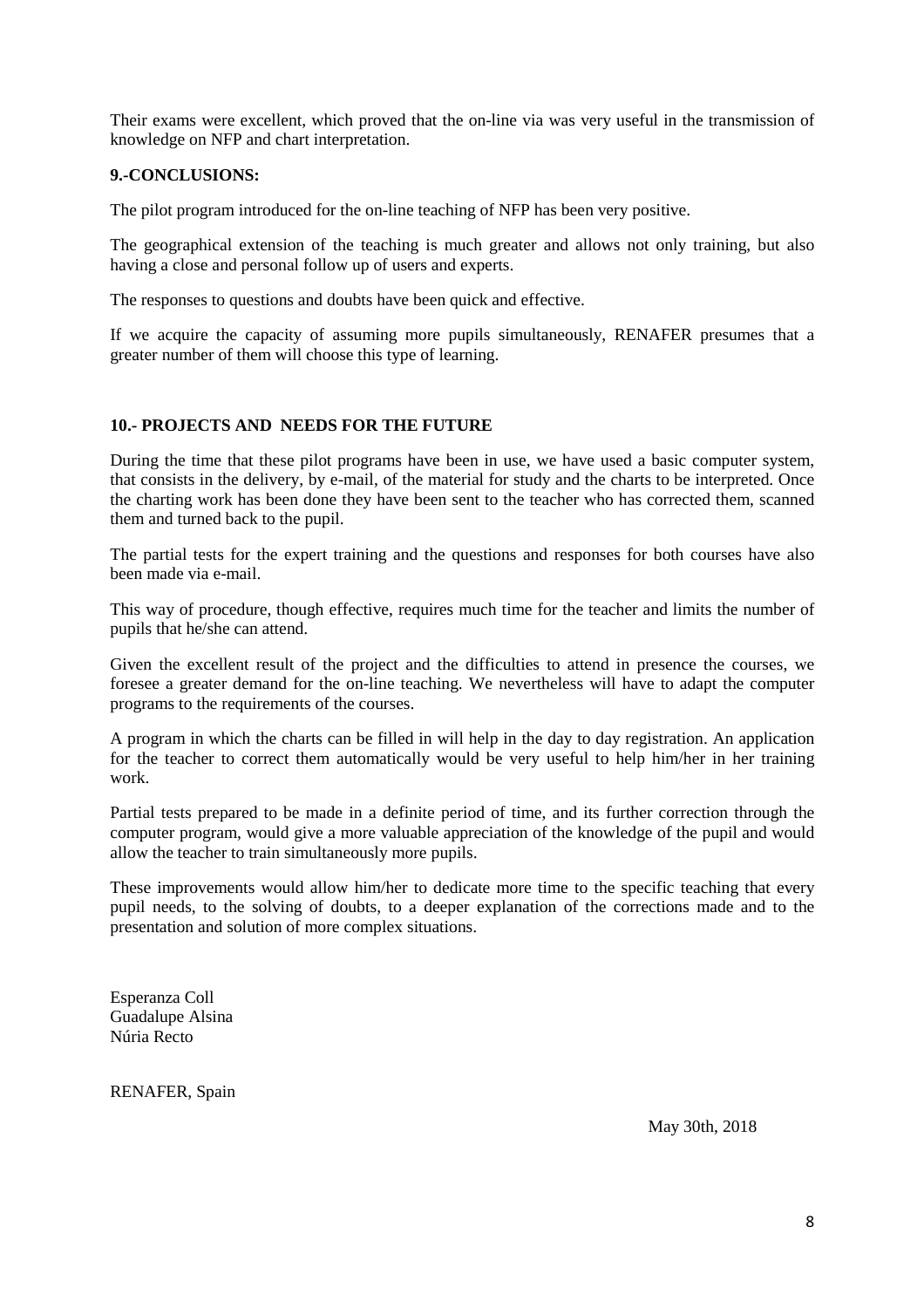Their exams were excellent, which proved that the on-line via was very useful in the transmission of knowledge on NFP and chart interpretation.

## 9.-CONCLUSIONS:

The pilot program introduced for the on-line teaching of NFP has been very positive.

The geographical extension of the teaching is much greater and allows not only training, but also having a close and personal follow up of users and experts.

The responses to questions and doubts have been quick and effective.

If we acquire the capacity of assuming more pupils simultaneously, RENAFER presumes that a greater number of them will choose this type of learning.

## 10.- PROJECTS AND NEEDS FOR THE FUTURE

During the time that these pilot programs have been in use, we have used a basic computer system, that consists in the delivery, by e-mail, of the material for study and the charts to be interpreted. Once the charting work has been done they have been sent to the teacher who has corrected them, scanned them and turned back to the pupil.

The partial tests for the expert training and the questions and responses for both courses have also been made via e-mail.

This way of procedure, though effective, requires much time for the teacher and limits the number of pupils that he/she can attend.

Given the excellent result of the project and the difficulties to attend in presence the courses, we foresee a greater demand for the on-line teaching. We nevertheless will have to adapt the computer programs to the requirements of the courses.

A program in which the charts can be filled in will help in the day to day registration. An application for the teacher to correct them automatically would be very useful to help him/her in her training work.

Partial tests prepared to be made in a definite period of time, and its further correction through the computer program, would give a more valuable appreciation of the knowledge of the pupil and would allow the teacher to train simultaneously more pupils.

These improvements would allow him/her to dedicate more time to the specific teaching that every pupil needs, to the solving of doubts, to a deeper explanation of the corrections made and to the presentation and solution of more complex situations.

Esperanza Coll
Guadalupe Alsina
Núria Recto

RENAFER, Spain

May 30th, 2018